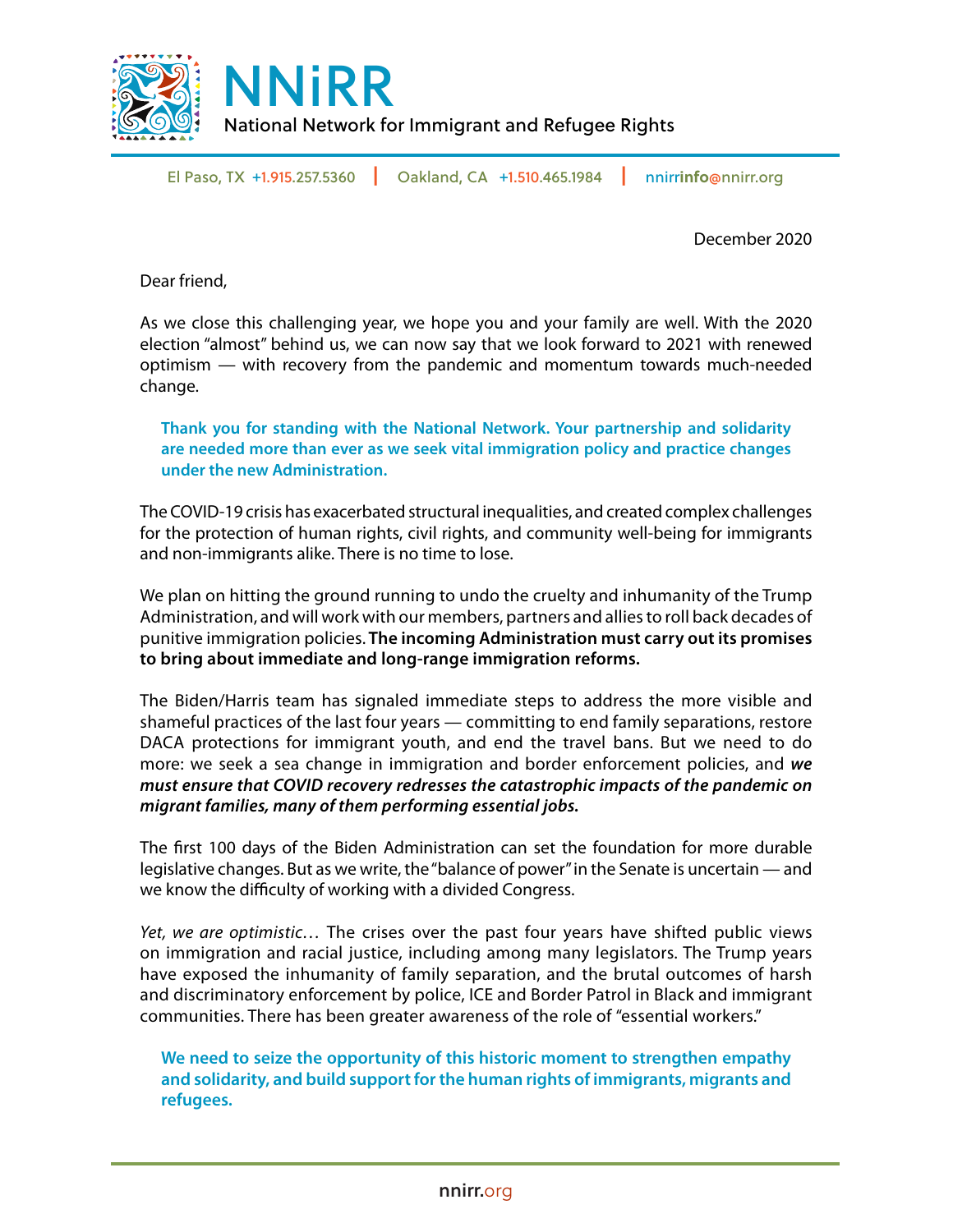# NNiRR

National Network for Immigrant and Refugee Rights

El Paso, TX +1.915.257.5360 | Oakland, CA +1.510.465.1984 | nnirrinfo@nnirr.org

December 2020

Dear friend,

As we close this challenging year, we hope you and your family are well. With the 2020 election "almost" behind us, we can now say that we look forward to 2021 with renewed optimism — with recovery from the pandemic and momentum towards much-needed change.

**Thank you for standing with the National Network. Your partnership and solidarity are needed more than ever as we seek vital immigration policy and practice changes under the new Administration.**

The COVID-19 crisis has exacerbated structural inequalities, and created complex challenges for the protection of human rights, civil rights, and community well-being for immigrants and non-immigrants alike. There is no time to lose.

We plan on hitting the ground running to undo the cruelty and inhumanity of the Trump Administration, and will work with our members, partners and allies to roll back decades of punitive immigration policies. **The incoming Administration must carry out its promises to bring about immediate and long-range immigration reforms.**

The Biden/Harris team has signaled immediate steps to address the more visible and shameful practices of the last four years — committing to end family separations, restore DACA protections for immigrant youth, and end the travel bans. But we need to do more: we seek a sea change in immigration and border enforcement policies, and ***we must ensure that COVID recovery redresses the catastrophic impacts of the pandemic on migrant families, many of them performing essential jobs.***

The first 100 days of the Biden Administration can set the foundation for more durable legislative changes. But as we write, the "balance of power" in the Senate is uncertain — and we know the difficulty of working with a divided Congress.

*Yet, we are optimistic…* The crises over the past four years have shifted public views on immigration and racial justice, including among many legislators. The Trump years have exposed the inhumanity of family separation, and the brutal outcomes of harsh and discriminatory enforcement by police, ICE and Border Patrol in Black and immigrant communities. There has been greater awareness of the role of "essential workers."

**We need to seize the opportunity of this historic moment to strengthen empathy and solidarity, and build support for the human rights of immigrants, migrants and refugees.**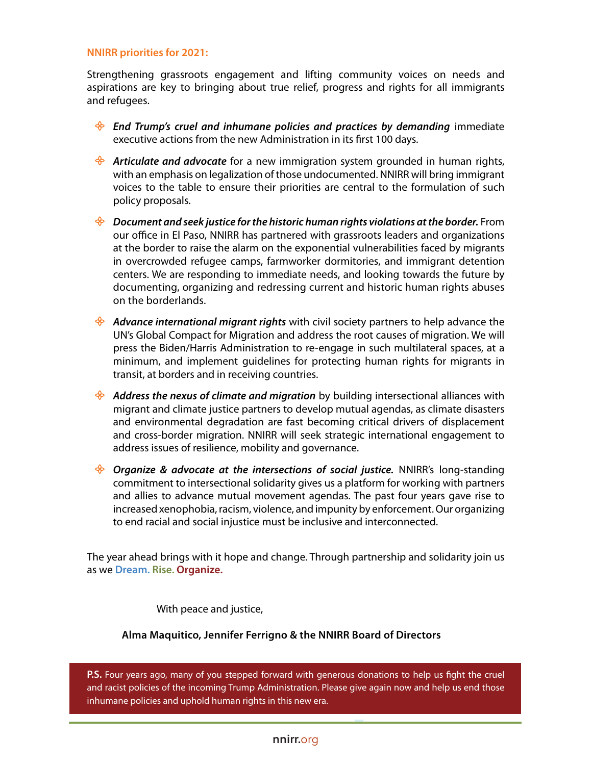**NNIRR priorities for 2021:**

Strengthening grassroots engagement and lifting community voices on needs and aspirations are key to bringing about true relief, progress and rights for all immigrants and refugees.

- ***End Trump's cruel and inhumane policies and practices by demanding*** immediate executive actions from the new Administration in its first 100 days.
- ***Articulate and advocate*** for a new immigration system grounded in human rights, with an emphasis on legalization of those undocumented. NNIRR will bring immigrant voices to the table to ensure their priorities are central to the formulation of such policy proposals.
- ***Document and seek justice for the historic human rights violations at the border.*** From our office in El Paso, NNIRR has partnered with grassroots leaders and organizations at the border to raise the alarm on the exponential vulnerabilities faced by migrants in overcrowded refugee camps, farmworker dormitories, and immigrant detention centers. We are responding to immediate needs, and looking towards the future by documenting, organizing and redressing current and historic human rights abuses on the borderlands.
- ***Advance international migrant rights*** with civil society partners to help advance the UN's Global Compact for Migration and address the root causes of migration. We will press the Biden/Harris Administration to re-engage in such multilateral spaces, at a minimum, and implement guidelines for protecting human rights for migrants in transit, at borders and in receiving countries.
- ***Address the nexus of climate and migration*** by building intersectional alliances with migrant and climate justice partners to develop mutual agendas, as climate disasters and environmental degradation are fast becoming critical drivers of displacement and cross-border migration. NNIRR will seek strategic international engagement to address issues of resilience, mobility and governance.
- ***Organize & advocate at the intersections of social justice.*** NNIRR's long-standing commitment to intersectional solidarity gives us a platform for working with partners and allies to advance mutual movement agendas. The past four years gave rise to increased xenophobia, racism, violence, and impunity by enforcement. Our organizing to end racial and social injustice must be inclusive and interconnected.

The year ahead brings with it hope and change. Through partnership and solidarity join us as we **Dream. Rise. Organize.**

With peace and justice,

**Alma Maquitico, Jennifer Ferrigno & the NNIRR Board of Directors**

**P.S.** Four years ago, many of you stepped forward with generous donations to help us fight the cruel and racist policies of the incoming Trump Administration. Please give again now and help us end those inhumane policies and uphold human rights in this new era.

nnirr.org